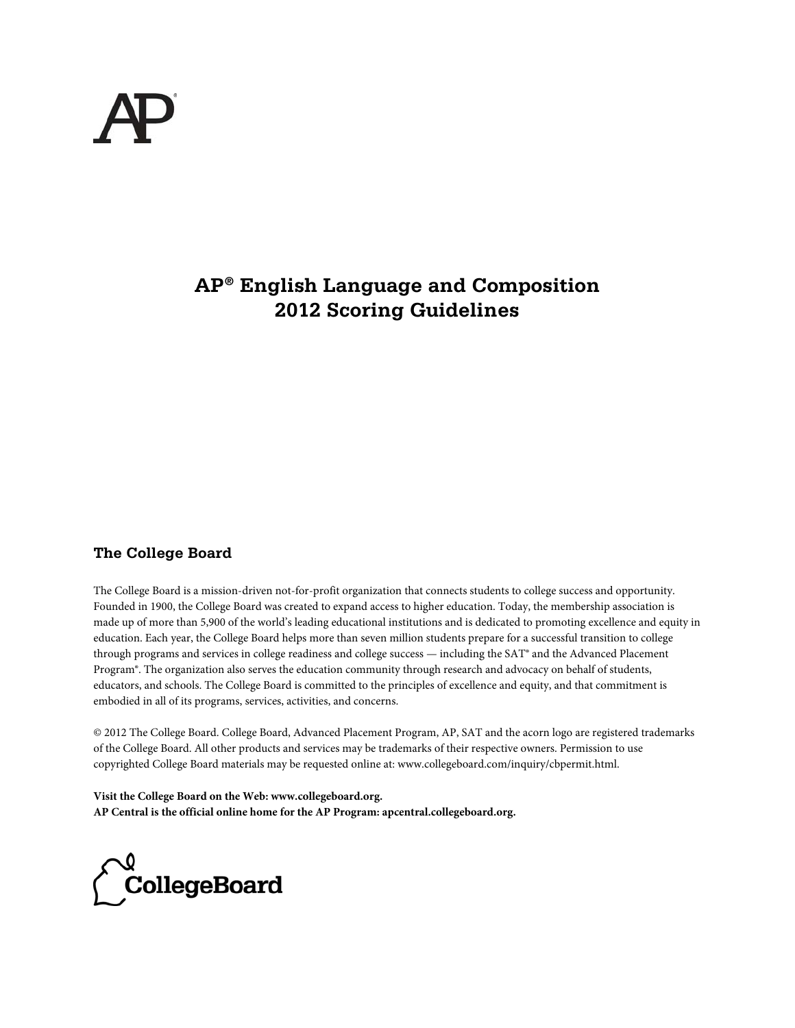# AP® English Language and Composition 2012 Scoring Guidelines

## The College Board

The College Board is a mission-driven not-for-profit organization that connects students to college success and opportunity. Founded in 1900, the College Board was created to expand access to higher education. Today, the membership association is made up of more than 5,900 of the world's leading educational institutions and is dedicated to promoting excellence and equity in education. Each year, the College Board helps more than seven million students prepare for a successful transition to college through programs and services in college readiness and college success — including the SAT® and the Advanced Placement Program®. The organization also serves the education community through research and advocacy on behalf of students, educators, and schools. The College Board is committed to the principles of excellence and equity, and that commitment is embodied in all of its programs, services, activities, and concerns.

© 2012 The College Board. College Board, Advanced Placement Program, AP, SAT and the acorn logo are registered trademarks of the College Board. All other products and services may be trademarks of their respective owners. Permission to use copyrighted College Board materials may be requested online at: www.collegeboard.com/inquiry/cbpermit.html.

**Visit the College Board on the Web: www.collegeboard.org.**
**AP Central is the official online home for the AP Program: apcentral.collegeboard.org.**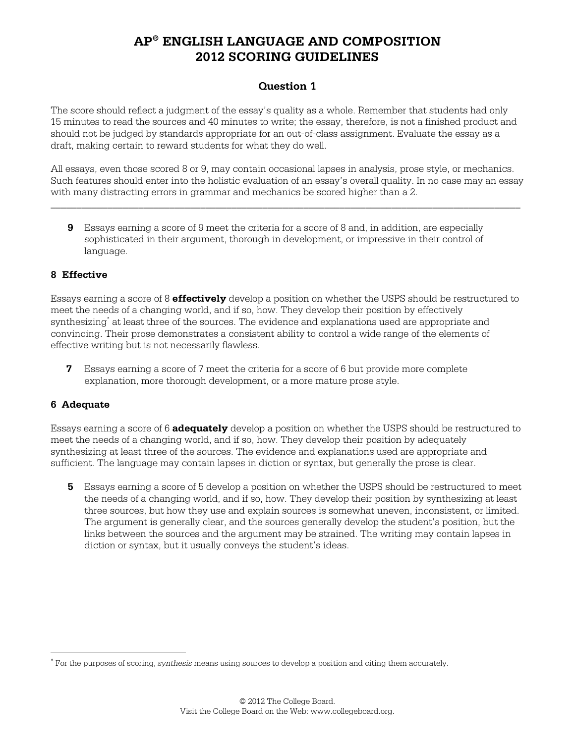# AP® ENGLISH LANGUAGE AND COMPOSITION 2012 SCORING GUIDELINES

## Question 1

The score should reflect a judgment of the essay's quality as a whole. Remember that students had only 15 minutes to read the sources and 40 minutes to write; the essay, therefore, is not a finished product and should not be judged by standards appropriate for an out-of-class assignment. Evaluate the essay as a draft, making certain to reward students for what they do well.

All essays, even those scored 8 or 9, may contain occasional lapses in analysis, prose style, or mechanics. Such features should enter into the holistic evaluation of an essay's overall quality. In no case may an essay with many distracting errors in grammar and mechanics be scored higher than a 2.

---

**9** Essays earning a score of 9 meet the criteria for a score of 8 and, in addition, are especially sophisticated in their argument, thorough in development, or impressive in their control of language.

### 8 Effective

Essays earning a score of 8 **effectively** develop a position on whether the USPS should be restructured to meet the needs of a changing world, and if so, how. They develop their position by effectively synthesizing* at least three of the sources. The evidence and explanations used are appropriate and convincing. Their prose demonstrates a consistent ability to control a wide range of the elements of effective writing but is not necessarily flawless.

**7** Essays earning a score of 7 meet the criteria for a score of 6 but provide more complete explanation, more thorough development, or a more mature prose style.

### 6 Adequate

Essays earning a score of 6 **adequately** develop a position on whether the USPS should be restructured to meet the needs of a changing world, and if so, how. They develop their position by adequately synthesizing at least three of the sources. The evidence and explanations used are appropriate and sufficient. The language may contain lapses in diction or syntax, but generally the prose is clear.

**5** Essays earning a score of 5 develop a position on whether the USPS should be restructured to meet the needs of a changing world, and if so, how. They develop their position by synthesizing at least three sources, but how they use and explain sources is somewhat uneven, inconsistent, or limited. The argument is generally clear, and the sources generally develop the student's position, but the links between the sources and the argument may be strained. The writing may contain lapses in diction or syntax, but it usually conveys the student's ideas.

---

* For the purposes of scoring, *synthesis* means using sources to develop a position and citing them accurately.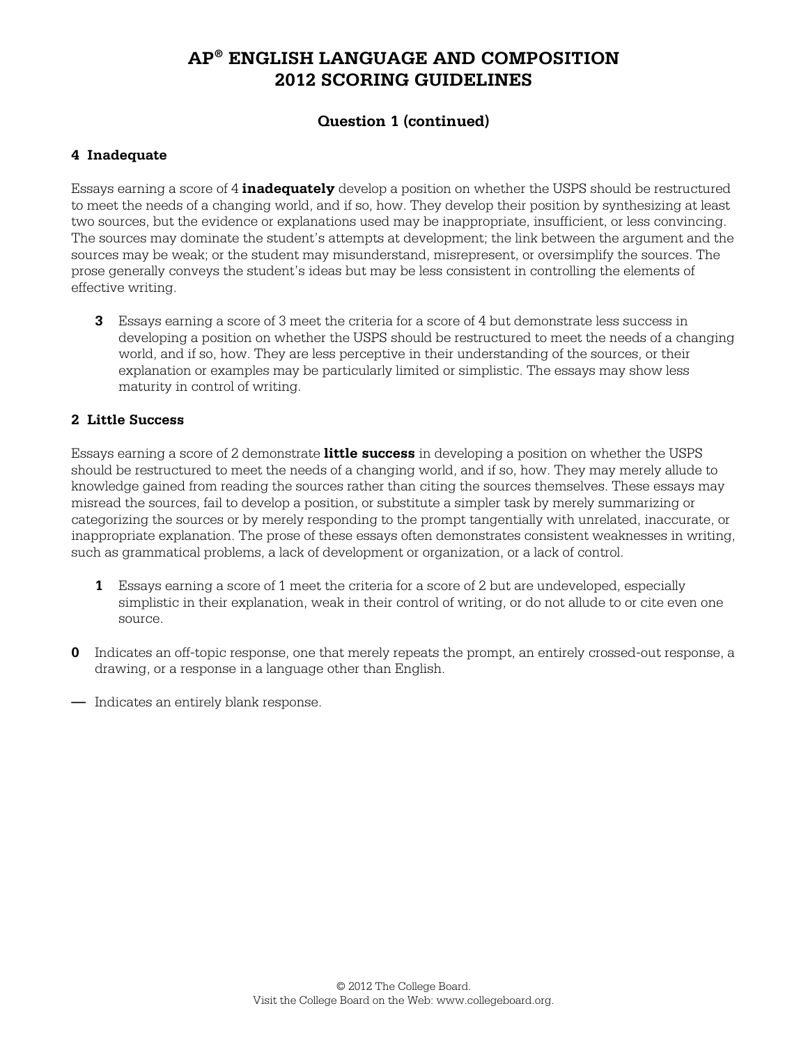# AP® ENGLISH LANGUAGE AND COMPOSITION 2012 SCORING GUIDELINES

## Question 1 (continued)

### 4 Inadequate

Essays earning a score of 4 **inadequately** develop a position on whether the USPS should be restructured to meet the needs of a changing world, and if so, how. They develop their position by synthesizing at least two sources, but the evidence or explanations used may be inappropriate, insufficient, or less convincing. The sources may dominate the student's attempts at development; the link between the argument and the sources may be weak; or the student may misunderstand, misrepresent, or oversimplify the sources. The prose generally conveys the student's ideas but may be less consistent in controlling the elements of effective writing.

**3** Essays earning a score of 3 meet the criteria for a score of 4 but demonstrate less success in developing a position on whether the USPS should be restructured to meet the needs of a changing world, and if so, how. They are less perceptive in their understanding of the sources, or their explanation or examples may be particularly limited or simplistic. The essays may show less maturity in control of writing.

### 2 Little Success

Essays earning a score of 2 demonstrate **little success** in developing a position on whether the USPS should be restructured to meet the needs of a changing world, and if so, how. They may merely allude to knowledge gained from reading the sources rather than citing the sources themselves. These essays may misread the sources, fail to develop a position, or substitute a simpler task by merely summarizing or categorizing the sources or by merely responding to the prompt tangentially with unrelated, inaccurate, or inappropriate explanation. The prose of these essays often demonstrates consistent weaknesses in writing, such as grammatical problems, a lack of development or organization, or a lack of control.

**1** Essays earning a score of 1 meet the criteria for a score of 2 but are undeveloped, especially simplistic in their explanation, weak in their control of writing, or do not allude to or cite even one source.

**0** Indicates an off-topic response, one that merely repeats the prompt, an entirely crossed-out response, a drawing, or a response in a language other than English.

**—** Indicates an entirely blank response.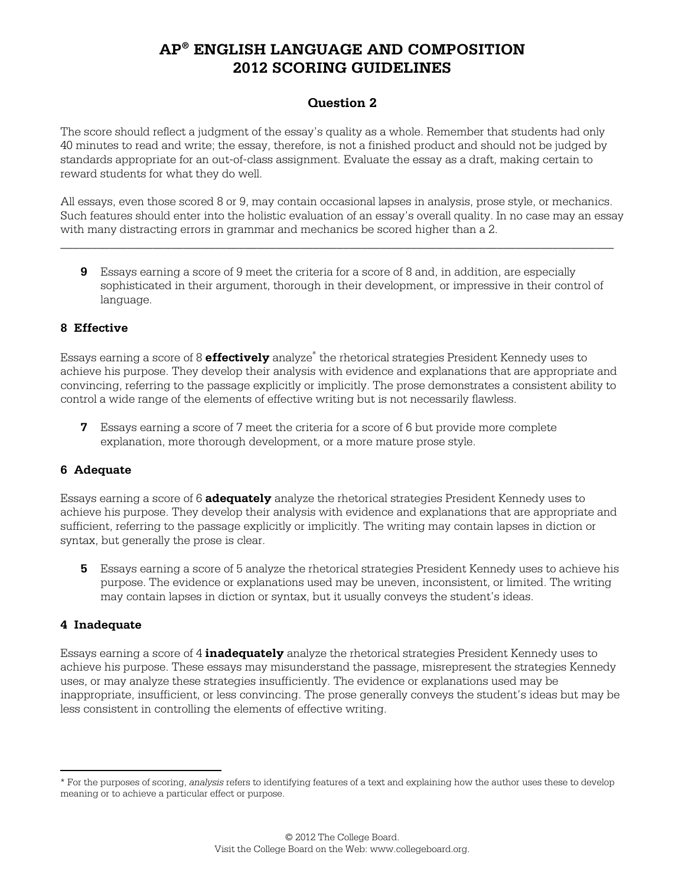# AP® ENGLISH LANGUAGE AND COMPOSITION 2012 SCORING GUIDELINES

## Question 2

The score should reflect a judgment of the essay's quality as a whole. Remember that students had only 40 minutes to read and write; the essay, therefore, is not a finished product and should not be judged by standards appropriate for an out-of-class assignment. Evaluate the essay as a draft, making certain to reward students for what they do well.

All essays, even those scored 8 or 9, may contain occasional lapses in analysis, prose style, or mechanics. Such features should enter into the holistic evaluation of an essay's overall quality. In no case may an essay with many distracting errors in grammar and mechanics be scored higher than a 2.

---

**9** Essays earning a score of 9 meet the criteria for a score of 8 and, in addition, are especially sophisticated in their argument, thorough in their development, or impressive in their control of language.

### 8 Effective

Essays earning a score of 8 **effectively** analyze* the rhetorical strategies President Kennedy uses to achieve his purpose. They develop their analysis with evidence and explanations that are appropriate and convincing, referring to the passage explicitly or implicitly. The prose demonstrates a consistent ability to control a wide range of the elements of effective writing but is not necessarily flawless.

**7** Essays earning a score of 7 meet the criteria for a score of 6 but provide more complete explanation, more thorough development, or a more mature prose style.

### 6 Adequate

Essays earning a score of 6 **adequately** analyze the rhetorical strategies President Kennedy uses to achieve his purpose. They develop their analysis with evidence and explanations that are appropriate and sufficient, referring to the passage explicitly or implicitly. The writing may contain lapses in diction or syntax, but generally the prose is clear.

**5** Essays earning a score of 5 analyze the rhetorical strategies President Kennedy uses to achieve his purpose. The evidence or explanations used may be uneven, inconsistent, or limited. The writing may contain lapses in diction or syntax, but it usually conveys the student's ideas.

### 4 Inadequate

Essays earning a score of 4 **inadequately** analyze the rhetorical strategies President Kennedy uses to achieve his purpose. These essays may misunderstand the passage, misrepresent the strategies Kennedy uses, or may analyze these strategies insufficiently. The evidence or explanations used may be inappropriate, insufficient, or less convincing. The prose generally conveys the student's ideas but may be less consistent in controlling the elements of effective writing.

---

\* For the purposes of scoring, *analysis* refers to identifying features of a text and explaining how the author uses these to develop meaning or to achieve a particular effect or purpose.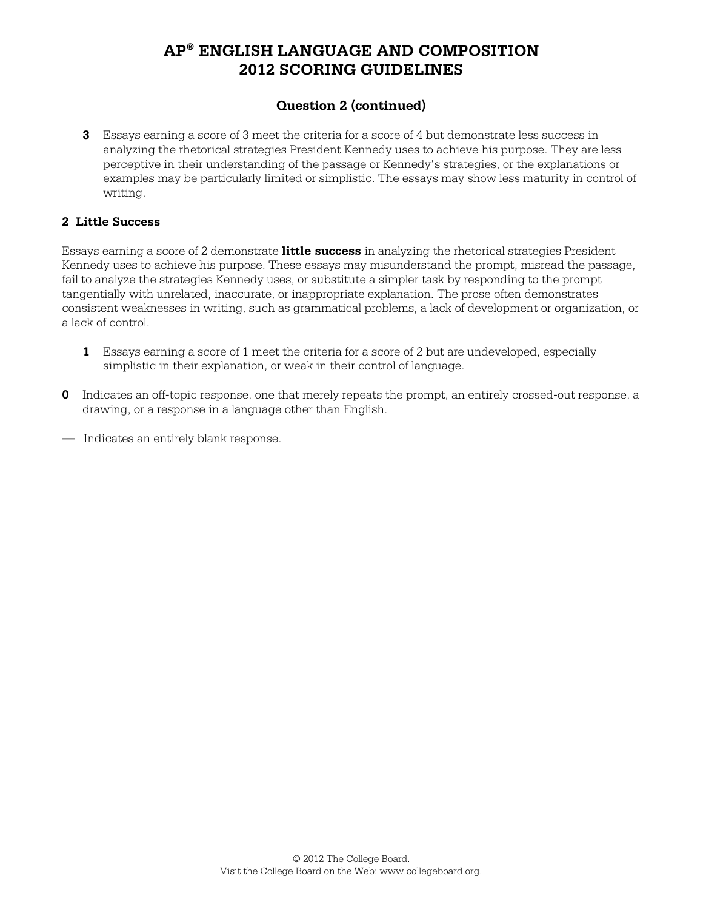# AP® ENGLISH LANGUAGE AND COMPOSITION 2012 SCORING GUIDELINES

## Question 2 (continued)

**3** Essays earning a score of 3 meet the criteria for a score of 4 but demonstrate less success in analyzing the rhetorical strategies President Kennedy uses to achieve his purpose. They are less perceptive in their understanding of the passage or Kennedy's strategies, or the explanations or examples may be particularly limited or simplistic. The essays may show less maturity in control of writing.

### 2 Little Success

Essays earning a score of 2 demonstrate **little success** in analyzing the rhetorical strategies President Kennedy uses to achieve his purpose. These essays may misunderstand the prompt, misread the passage, fail to analyze the strategies Kennedy uses, or substitute a simpler task by responding to the prompt tangentially with unrelated, inaccurate, or inappropriate explanation. The prose often demonstrates consistent weaknesses in writing, such as grammatical problems, a lack of development or organization, or a lack of control.

**1** Essays earning a score of 1 meet the criteria for a score of 2 but are undeveloped, especially simplistic in their explanation, or weak in their control of language.

**0** Indicates an off-topic response, one that merely repeats the prompt, an entirely crossed-out response, a drawing, or a response in a language other than English.

**—** Indicates an entirely blank response.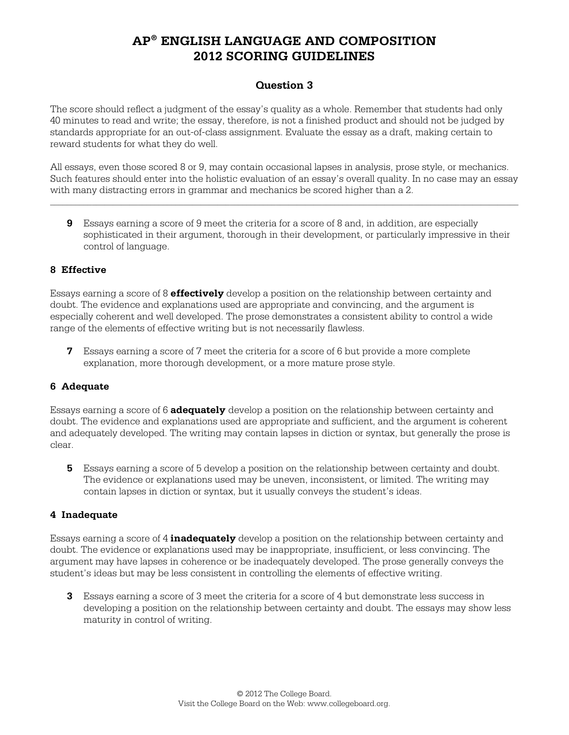# AP® ENGLISH LANGUAGE AND COMPOSITION 2012 SCORING GUIDELINES

## Question 3

The score should reflect a judgment of the essay's quality as a whole. Remember that students had only 40 minutes to read and write; the essay, therefore, is not a finished product and should not be judged by standards appropriate for an out-of-class assignment. Evaluate the essay as a draft, making certain to reward students for what they do well.

All essays, even those scored 8 or 9, may contain occasional lapses in analysis, prose style, or mechanics. Such features should enter into the holistic evaluation of an essay's overall quality. In no case may an essay with many distracting errors in grammar and mechanics be scored higher than a 2.

---

**9** Essays earning a score of 9 meet the criteria for a score of 8 and, in addition, are especially sophisticated in their argument, thorough in their development, or particularly impressive in their control of language.

### 8 Effective

Essays earning a score of 8 **effectively** develop a position on the relationship between certainty and doubt. The evidence and explanations used are appropriate and convincing, and the argument is especially coherent and well developed. The prose demonstrates a consistent ability to control a wide range of the elements of effective writing but is not necessarily flawless.

**7** Essays earning a score of 7 meet the criteria for a score of 6 but provide a more complete explanation, more thorough development, or a more mature prose style.

### 6 Adequate

Essays earning a score of 6 **adequately** develop a position on the relationship between certainty and doubt. The evidence and explanations used are appropriate and sufficient, and the argument is coherent and adequately developed. The writing may contain lapses in diction or syntax, but generally the prose is clear.

**5** Essays earning a score of 5 develop a position on the relationship between certainty and doubt. The evidence or explanations used may be uneven, inconsistent, or limited. The writing may contain lapses in diction or syntax, but it usually conveys the student's ideas.

### 4 Inadequate

Essays earning a score of 4 **inadequately** develop a position on the relationship between certainty and doubt. The evidence or explanations used may be inappropriate, insufficient, or less convincing. The argument may have lapses in coherence or be inadequately developed. The prose generally conveys the student's ideas but may be less consistent in controlling the elements of effective writing.

**3** Essays earning a score of 3 meet the criteria for a score of 4 but demonstrate less success in developing a position on the relationship between certainty and doubt. The essays may show less maturity in control of writing.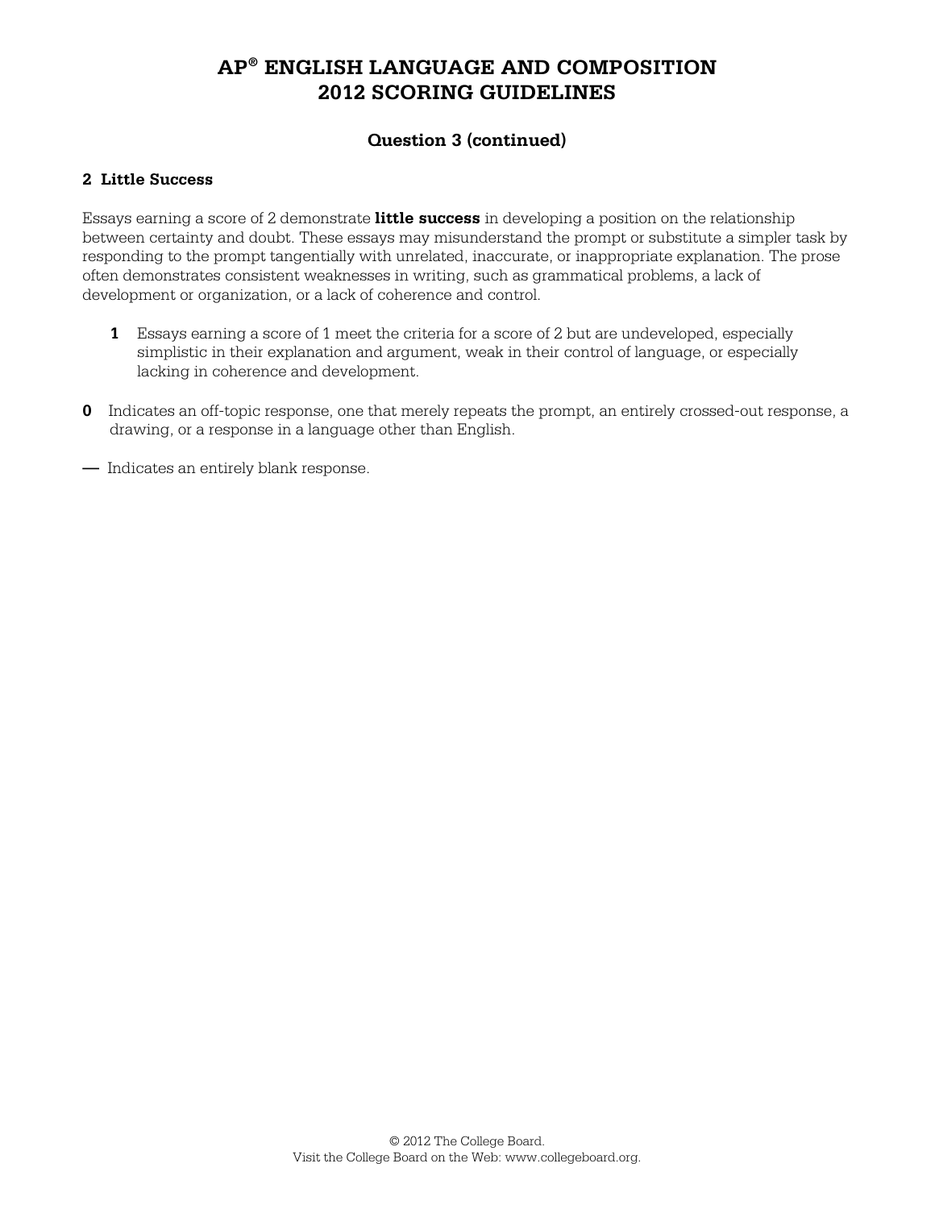# AP® ENGLISH LANGUAGE AND COMPOSITION
# 2012 SCORING GUIDELINES

## Question 3 (continued)

### 2 Little Success

Essays earning a score of 2 demonstrate **little success** in developing a position on the relationship between certainty and doubt. These essays may misunderstand the prompt or substitute a simpler task by responding to the prompt tangentially with unrelated, inaccurate, or inappropriate explanation. The prose often demonstrates consistent weaknesses in writing, such as grammatical problems, a lack of development or organization, or a lack of coherence and control.

- **1** Essays earning a score of 1 meet the criteria for a score of 2 but are undeveloped, especially simplistic in their explanation and argument, weak in their control of language, or especially lacking in coherence and development.

**0** Indicates an off-topic response, one that merely repeats the prompt, an entirely crossed-out response, a drawing, or a response in a language other than English.

**—** Indicates an entirely blank response.